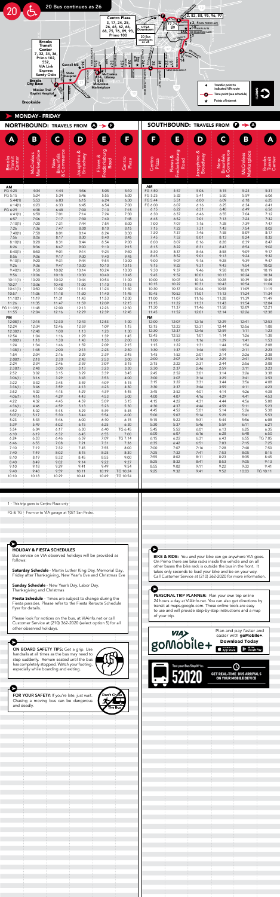# 20

20 Bus continues as 26

- Transfer point to indicated VIA route
- Time point (see schedule)
- Points of interest

## MONDAY - FRIDAY

## NORTHBOUND: TRAVELS FROM A → F

| A | B | C | D | E | F |
|---|---|---|---|---|---|
| Brooks Transit Center | McCreless Marketplace | New Braunfels & Commerce | Josephine & Broadway | Flores & Fredericksburg Road | Centro Plaza |
| **AM** | | | | | |
| FG 4:25 | 4:34 | 4:44 | 4:56 | 5:05 | 5:10 |
| FG 5:15 | 5:24 | 5:34 | 5:46 | 5:55 | 6:00 |
| 5:44(1) | 5:53 | 6:03 | 6:15 | 6:24 | 6:30 |
| 6:14(1) | 6:23 | 6:33 | 6:45 | 6:54 | 7:00 |
| FG 6:29 | 6:38 | 6:48 | 7:00 | 7:10 | 7:15 |
| 6:41(1) | 6:50 | 7:01 | 7:14 | 7:24 | 7:30 |
| 6:57 | 7:06 | 7:17 | 7:30 | 7:40 | 7:45 |
| 7:10(1) | 7:20 | 7:31 | 7:44 | 7:54 | 8:00 |
| 7:26 | 7:36 | 7:47 | 8:00 | 8:10 | 8:15 |
| 7:40(1) | 7:50 | 8:01 | 8:14 | 8:24 | 8:30 |
| 7:56 | 8:06 | 8:17 | 8:30 | 8:40 | 8:45 |
| 8:10(1) | 8:20 | 8:31 | 8:44 | 8:54 | 9:00 |
| 8:26 | 8:36 | 8:47 | 9:00 | 9:10 | 9:15 |
| 8:40(1) | 8:50 | 9:01 | 9:14 | 9:24 | 9:30 |
| 8:56 | 9:06 | 9:17 | 9:30 | 9:40 | 9:45 |
| 9:10(1) | 9:20 | 9:31 | 9:44 | 9:54 | 10:00 |
| 9:26 | 9:36 | 9:47 | 10:00 | 10:10 | 10:15 |
| 9:40(1) | 9:50 | 10:02 | 10:14 | 10:24 | 10:30 |
| 9:56 | 10:06 | 10:18 | 10:30 | 10:40 | 10:45 |
| 10:11(1) | 10:20 | 10:32 | 10:44 | 10:54 | 11:00 |
| 10:27 | 10:36 | 10:48 | 11:00 | 11:10 | 11:15 |
| 10:41(1) | 10:50 | 11:02 | 11:14 | 11:24 | 11:30 |
| 10:57 | 11:06 | 11:18 | 11:30 | 11:40 | 11:45 |
| 11:10(1) | 11:19 | 11:31 | 11:43 | 11:53 | 12:00 |
| 11:26 | 11:35 | 11:47 | 11:59 | 12:09 | 12:15 |
| FG 11:39(1) | 11:48 | 12:00 | 12:13 | 12:23 | 12:30 |
| 11:55 | 12:04 | 12:16 | 12:29 | 12:39 | 12:45 |
| **PM** | | | | | |
| 12:08(1) | 12:18 | 12:30 | 12:43 | 12:53 | 1:00 |
| 12:24 | 12:34 | 12:46 | 12:59 | 1:09 | 1:15 |
| 12:38(1) | 12:48 | 1:00 | 1:13 | 1:23 | 1:30 |
| 12:54 | 1:04 | 1:16 | 1:29 | 1:39 | 1:45 |
| 1:08(1) | 1:18 | 1:30 | 1:43 | 1:53 | 2:00 |
| 1:24 | 1:34 | 1:46 | 1:59 | 2:09 | 2:15 |
| 1:38(1) | 1:48 | 2:00 | 2:13 | 2:23 | 2:30 |
| 1:54 | 2:04 | 2:16 | 2:29 | 2:39 | 2:45 |
| 2:08(1) | 2:18 | 2:30 | 2:43 | 2:53 | 3:00 |
| 2:24 | 2:34 | 2:46 | 2:59 | 3:09 | 3:15 |
| 2:38(1) | 2:48 | 3:00 | 3:13 | 3:23 | 3:30 |
| 2:52 | 3:02 | 3:15 | 3:29 | 3:39 | 3:45 |
| 3:06(1) | 3:16 | 3:29 | 3:43 | 3:53 | 4:00 |
| 3:22 | 3:32 | 3:45 | 3:59 | 4:09 | 4:15 |
| 3:36(1) | 3:46 | 3:59 | 4:13 | 4:23 | 4:30 |
| 3:52 | 4:02 | 4:15 | 4:29 | 4:39 | 4:45 |
| 4:06(1) | 4:16 | 4:29 | 4:43 | 4:53 | 5:00 |
| 4:22 | 4:32 | 4:45 | 4:59 | 5:09 | 5:15 |
| 4:36(1) | 4:46 | 4:59 | 5:13 | 5:23 | 5:30 |
| 4:52 | 5:02 | 5:15 | 5:29 | 5:39 | 5:45 |
| 5:07(1) | 5:17 | 5:30 | 5:44 | 5:54 | 6:00 |
| 5:23 | 5:33 | 5:46 | 6:00 | 6:10 | 6:15 |
| 5:39 | 5:49 | 6:02 | 6:15 | 6:25 | 6:30 |
| 5:54 | 6:04 | 6:17 | 6:30 | 6:40 | TG 6:45 |
| 6:10 | 6:19 | 6:32 | 6:45 | 6:55 | 7:00 |
| 6:24 | 6:33 | 6:46 | 6:59 | 7:09 | TG 7:14 |
| 6:46 | 6:55 | 7:08 | 7:21 | 7:31 | 7:36 |
| 7:10 | 7:19 | 7:32 | 7:45 | 7:55 | 8:00 |
| 7:40 | 7:49 | 8:02 | 8:15 | 8:25 | 8:30 |
| 8:10 | 8:19 | 8:32 | 8:45 | 8:55 | 9:00 |
| 8:40 | 8:49 | 9:02 | 9:14 | 9:22 | 9:27 |
| 9:10 | 9:18 | 9:29 | 9:41 | 9:49 | 9:54 |
| 9:40 | 9:48 | 9:59 | 10:11 | 10:19 | TG 10:24 |
| 10:10 | 10:18 | 10:29 | 10:41 | 10:49 | TG 10:54 |

## SOUTHBOUND: TRAVELS FROM F → A

| F | E | D | C | B | A |
|---|---|---|---|---|---|
| Centro Plaza | Flores & Fredericksburg Road | Josephine & Broadway | New Braunfels & Commerce | McCreless Marketplace | Brooks Transit Center |
| **AM** | | | | | |
| FG 4:50 | 4:57 | 5:06 | 5:15 | 5:24 | 5:31 |
| FG 5:25 | 5:32 | 5:41 | 5:50 | 5:59 | 6:06 |
| FG 5:44 | 5:51 | 6:00 | 6:09 | 6:18 | 6:25 |
| FG 6:00 | 6:07 | 6:16 | 6:25 | 6:34 | 6:41 |
| 6:15 | 6:22 | 6:31 | 6:40 | 6:49 | 6:56 |
| 6:30 | 6:37 | 6:46 | 6:55 | 7:04 | 7:12 |
| 6:45 | 6:52 | 7:01 | 7:13 | 7:24 | 7:32 |
| 7:00 | 7:07 | 7:16 | 7:28 | 7:39 | 7:47 |
| 7:15 | 7:22 | 7:31 | 7:43 | 7:54 | 8:02 |
| 7:30 | 7:37 | 7:46 | 7:58 | 8:09 | 8:17 |
| 7:45 | 7:52 | 8:01 | 8:13 | 8:24 | 8:32 |
| 8:00 | 8:07 | 8:16 | 8:28 | 8:39 | 8:47 |
| 8:15 | 8:22 | 8:31 | 8:43 | 8:54 | 9:02 |
| 8:30 | 8:37 | 8:46 | 8:58 | 9:09 | 9:17 |
| 8:45 | 8:52 | 9:01 | 9:13 | 9:24 | 9:32 |
| 9:00 | 9:07 | 9:16 | 9:28 | 9:39 | 9:47 |
| 9:15 | 9:22 | 9:31 | 9:43 | 9:54 | 10:02 |
| 9:30 | 9:37 | 9:46 | 9:58 | 10:09 | 10:19 |
| 9:45 | 9:52 | 10:01 | 10:13 | 10:24 | 10:34 |
| 10:00 | 10:07 | 10:16 | 10:28 | 10:39 | 10:49 |
| 10:15 | 10:22 | 10:31 | 10:43 | 10:54 | 11:04 |
| 10:30 | 10:37 | 10:46 | 10:58 | 11:09 | 11:19 |
| 10:45 | 10:52 | 11:01 | 11:13 | 11:24 | 11:34 |
| 11:00 | 11:07 | 11:16 | 11:28 | 11:39 | 11:49 |
| 11:15 | 11:22 | 11:31 | 11:43 | 11:54 | 12:04 |
| 11:30 | 11:37 | 11:46 | 11:58 | 12:09 | 12:21 |
| 11:45 | 11:52 | 12:01 | 12:14 | 12:26 | 12:38 |
| **PM** | | | | | |
| 12:00 | 12:07 | 12:16 | 12:29 | 12:41 | 12:53 |
| 12:15 | 12:22 | 12:31 | 12:44 | 12:56 | 1:08 |
| 12:30 | 12:37 | 12:46 | 12:59 | 1:11 | 1:23 |
| 12:45 | 12:52 | 1:01 | 1:14 | 1:26 | 1:38 |
| 1:00 | 1:07 | 1:16 | 1:29 | 1:41 | 1:53 |
| 1:15 | 1:22 | 1:31 | 1:44 | 1:56 | 2:08 |
| 1:30 | 1:37 | 1:46 | 1:59 | 2:11 | 2:23 |
| 1:45 | 1:52 | 2:01 | 2:14 | 2:26 | 2:38 |
| 2:00 | 2:07 | 2:16 | 2:29 | 2:41 | 2:53 |
| 2:15 | 2:22 | 2:31 | 2:44 | 2:56 | 3:08 |
| 2:30 | 2:37 | 2:46 | 2:59 | 3:11 | 3:23 |
| 2:45 | 2:52 | 3:01 | 3:14 | 3:26 | 3:38 |
| 3:00 | 3:07 | 3:16 | 3:29 | 3:41 | 3:53 |
| 3:15 | 3:22 | 3:31 | 3:44 | 3:56 | 4:08 |
| 3:30 | 3:37 | 3:46 | 3:59 | 4:11 | 4:23 |
| 3:45 | 3:52 | 4:01 | 4:14 | 4:26 | 4:38 |
| 4:00 | 4:07 | 4:16 | 4:29 | 4:41 | 4:53 |
| 4:15 | 4:22 | 4:31 | 4:44 | 4:56 | 5:08 |
| 4:30 | 4:37 | 4:46 | 4:59 | 5:11 | 5:23 |
| 4:45 | 4:52 | 5:01 | 5:14 | 5:26 | 5:38 |
| 5:00 | 5:07 | 5:16 | 5:29 | 5:41 | 5:53 |
| 5:15 | 5:22 | 5:31 | 5:44 | 5:56 | 6:08 |
| 5:30 | 5:37 | 5:46 | 5:59 | 6:11 | 6:21 |
| 5:45 | 5:52 | 6:01 | 6:13 | 6:25 | 6:35 |
| 6:00 | 6:07 | 6:16 | 6:28 | 6:40 | 6:50 |
| 6:15 | 6:22 | 6:31 | 6:43 | 6:55 | TG 7:05 |
| 6:35 | 6:42 | 6:51 | 7:03 | 7:15 | 7:25 |
| 7:00 | 7:07 | 7:16 | 7:28 | 7:40 | 7:50 |
| 7:25 | 7:32 | 7:41 | 7:53 | 8:05 | 8:15 |
| 7:55 | 8:02 | 8:11 | 8:23 | 8:35 | 8:45 |
| 8:25 | 8:32 | 8:41 | 8:53 | 9:05 | 9:13 |
| 8:55 | 9:02 | 9:11 | 9:22 | 9:33 | 9:41 |
| 9:25 | 9:32 | 9:41 | 9:52 | 10:03 | TG 10:11 |

1 - This trip goes to Centro Plaza only

FG & TG - From or to VIA garage at 1021 San Pedro.

**HOLIDAY & FIESTA SCHEDULES**

Bus service on VIA observed holidays will be provided as follows:

**Saturday Schedule** - Martin Luther King Day, Memorial Day, Friday after Thanksgiving, New Year's Eve and Christmas Eve

**Sunday Schedule** - New Year's Day, Labor Day, Thanksgiving and Christmas

**Fiesta Schedule** - Times are subject to change during the Fiesta parades. Please refer to the Fiesta Reroute Schedule flyer for details.

Please look for notices on the bus, at VIAinfo.net or call Customer Service at (210) 362-2020 (select option 5) for all other observed holidays.

**ON BOARD SAFETY TIPS:** Get a grip. Use handrails at all times as the bus may need to stop suddenly. Remain seated until the bus has completely stopped. Watch your footing, especially while boarding and exiting.

**FOR YOUR SAFETY:** If you're late, just wait. Chasing a moving bus can be dangerous and deadly.

Don't Chase The Bus

**BIKE & RIDE:** You and your bike can go anywhere VIA goes. On Primo there are bike racks inside the vehicle and on all other buses the bike rack is outside the bus in the front. It takes only seconds to load your bike and be on your way. Call Customer Service at (210) 362-2020 for more information.

**PERSONAL TRIP PLANNER:** Plan your own trip online 24 hours a day at VIAinfo.net. You can also get directions by transit at maps.google.com. These online tools are easy to use and will provide step-by-step instructions and a map of your trip.

goMobile+ — Plan and pay faster and easier with goMobile+. Download Today

Text your Bus Stop ID to: 52020 — GET REAL-TIME BUS ARRIVALS ON YOUR MOBILE DEVICE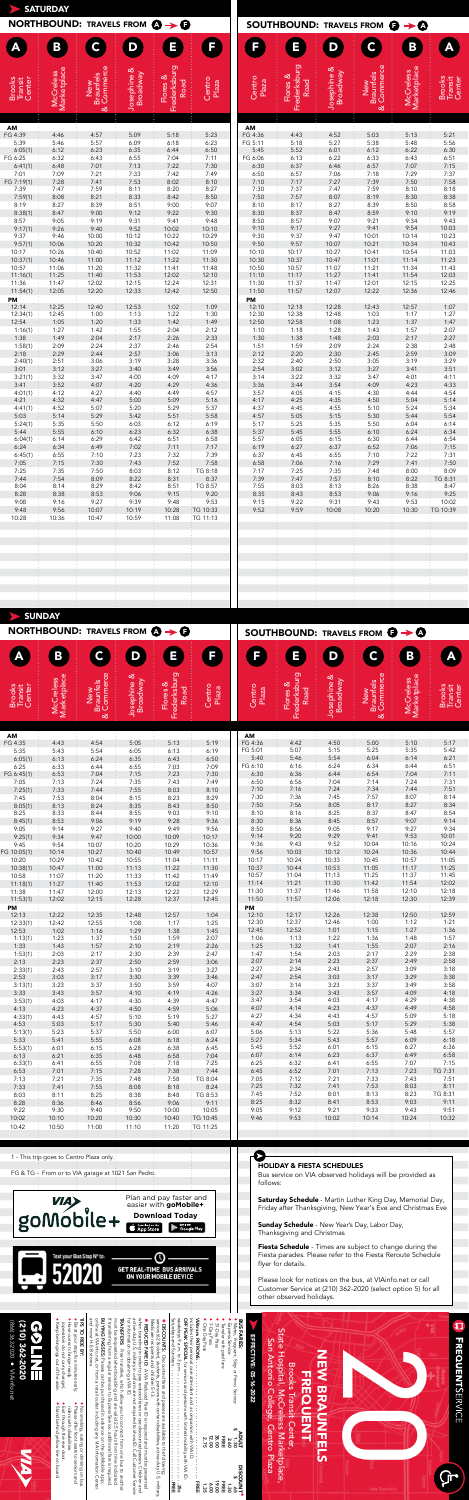# SATURDAY

## NORTHBOUND: TRAVELS FROM A → F

| A Brooks Transit Center | B McCreless Marketplace | C New Braunfels & Commerce | D Josephine & Broadway | E Flores & Fredericksburg Road | F Centro Plaza |
|---|---|---|---|---|---|
| **AM** | | | | | |
| FG 4:39 | 4:46 | 4:57 | 5:09 | 5:18 | 5:23 |
| 5:39 | 5:46 | 5:57 | 6:09 | 6:18 | 6:23 |
| 6:05(1) | 6:12 | 6:23 | 6:35 | 6:44 | 6:50 |
| FG 6:25 | 6:32 | 6:43 | 6:55 | 7:04 | 7:11 |
| 6:41(1) | 6:48 | 7:01 | 7:13 | 7:22 | 7:30 |
| 7:01 | 7:09 | 7:21 | 7:33 | 7:42 | 7:49 |
| FG 7:19(1) | 7:28 | 7:41 | 7:53 | 8:02 | 8:10 |
| 7:39 | 7:47 | 7:59 | 8:11 | 8:20 | 8:27 |
| 7:59(1) | 8:08 | 8:21 | 8:33 | 8:42 | 8:50 |
| 8:19 | 8:27 | 8:39 | 8:51 | 9:00 | 9:07 |
| 8:38(1) | 8:47 | 9:00 | 9:12 | 9:22 | 9:30 |
| 8:57 | 9:05 | 9:19 | 9:31 | 9:41 | 9:48 |
| 9:17(1) | 9:26 | 9:40 | 9:52 | 10:02 | 10:10 |
| 9:37 | 9:46 | 10:00 | 10:12 | 10:22 | 10:29 |
| 9:57(1) | 10:06 | 10:20 | 10:32 | 10:42 | 10:50 |
| 10:17 | 10:26 | 10:40 | 10:52 | 11:02 | 11:09 |
| 10:37(1) | 10:46 | 11:00 | 11:12 | 11:22 | 11:30 |
| 10:57 | 11:06 | 11:20 | 11:32 | 11:41 | 11:48 |
| 11:16(1) | 11:25 | 11:40 | 11:53 | 12:02 | 12:10 |
| 11:36 | 11:47 | 12:02 | 12:15 | 12:24 | 12:31 |
| 11:56(1) | 12:05 | 12:20 | 12:33 | 12:42 | 12:50 |
| **PM** | | | | | |
| 12:14 | 12:25 | 12:40 | 12:53 | 1:02 | 1:09 |
| 12:34(1) | 12:45 | 1:00 | 1:13 | 1:22 | 1:30 |
| 12:54 | 1:05 | 1:20 | 1:33 | 1:42 | 1:49 |
| 1:16(1) | 1:27 | 1:42 | 1:55 | 2:04 | 2:12 |
| 1:38 | 1:49 | 2:04 | 2:17 | 2:26 | 2:33 |
| 1:58(1) | 2:09 | 2:24 | 2:37 | 2:46 | 2:54 |
| 2:18 | 2:29 | 2:44 | 2:57 | 3:06 | 3:13 |
| 2:40(1) | 2:51 | 3:06 | 3:19 | 3:28 | 3:36 |
| 3:01 | 3:12 | 3:27 | 3:40 | 3:49 | 3:56 |
| 3:21(1) | 3:32 | 3:47 | 4:00 | 4:09 | 4:17 |
| 3:41 | 3:52 | 4:07 | 4:20 | 4:29 | 4:36 |
| 4:01(1) | 4:12 | 4:27 | 4:40 | 4:49 | 4:57 |
| 4:21 | 4:32 | 4:47 | 5:00 | 5:09 | 5:16 |
| 4:41(1) | 4:52 | 5:07 | 5:20 | 5:29 | 5:37 |
| 5:03 | 5:14 | 5:29 | 5:42 | 5:51 | 5:58 |
| 5:24(1) | 5:35 | 5:50 | 6:03 | 6:12 | 6:19 |
| 5:44 | 5:55 | 6:10 | 6:23 | 6:32 | 6:38 |
| 6:04(1) | 6:14 | 6:29 | 6:42 | 6:51 | 6:58 |
| 6:24 | 6:34 | 6:49 | 7:02 | 7:11 | 7:17 |
| 6:45(1) | 6:55 | 7:10 | 7:23 | 7:32 | 7:39 |
| 7:05 | 7:15 | 7:30 | 7:43 | 7:52 | 7:58 |
| 7:25 | 7:35 | 7:50 | 8:03 | 8:12 | FG 8:18 |
| 7:44 | 7:54 | 8:09 | 8:22 | 8:31 | 8:37 |
| 8:04 | 8:14 | 8:29 | 8:42 | 8:51 | FG 8:57 |
| 8:28 | 8:38 | 8:53 | 9:06 | 9:15 | 9:20 |
| 9:08 | 9:16 | 9:27 | 9:39 | 9:48 | 9:53 |
| 9:48 | 9:56 | 10:07 | 10:19 | 10:28 | TG 10:33 |
| 10:28 | 10:36 | 10:47 | 10:59 | 11:08 | TG 11:13 |

## SOUTHBOUND: TRAVELS FROM F → A

| F Centro Plaza | E Flores & Fredericksburg Road | D Josephine & Broadway | C New Braunfels & Commerce | B McCreless Marketplace | A Brooks Transit Center |
|---|---|---|---|---|---|
| **AM** | | | | | |
| FG 4:36 | 4:43 | 4:52 | 5:03 | 5:13 | 5:21 |
| FG 5:11 | 5:18 | 5:27 | 5:38 | 5:48 | 5:56 |
| 5:45 | 5:52 | 6:01 | 6:12 | 6:22 | 6:30 |
| FG 6:06 | 6:13 | 6:22 | 6:33 | 6:43 | 6:51 |
| 6:30 | 6:37 | 6:46 | 6:57 | 7:07 | 7:15 |
| 6:50 | 6:57 | 7:06 | 7:18 | 7:29 | 7:37 |
| 7:10 | 7:17 | 7:27 | 7:39 | 7:50 | 7:58 |
| 7:30 | 7:37 | 7:47 | 7:59 | 8:10 | 8:18 |
| 7:50 | 7:57 | 8:07 | 8:19 | 8:30 | 8:38 |
| 8:10 | 8:17 | 8:27 | 8:39 | 8:50 | 8:58 |
| 8:30 | 8:37 | 8:47 | 8:59 | 9:10 | 9:19 |
| 8:50 | 8:57 | 9:07 | 9:21 | 9:34 | 9:43 |
| 9:10 | 9:17 | 9:27 | 9:41 | 9:54 | 10:03 |
| 9:30 | 9:37 | 9:47 | 10:01 | 10:14 | 10:23 |
| 9:50 | 9:57 | 10:07 | 10:21 | 10:34 | 10:43 |
| 10:10 | 10:17 | 10:27 | 10:41 | 10:54 | 11:03 |
| 10:30 | 10:37 | 10:47 | 11:01 | 11:14 | 11:23 |
| 10:50 | 10:57 | 11:07 | 11:21 | 11:34 | 11:43 |
| 11:10 | 11:17 | 11:27 | 11:41 | 11:54 | 12:03 |
| 11:30 | 11:37 | 11:47 | 12:01 | 12:15 | 12:25 |
| 11:50 | 11:57 | 12:07 | 12:22 | 12:36 | 12:46 |
| **PM** | | | | | |
| 12:10 | 12:18 | 12:28 | 12:43 | 12:57 | 1:07 |
| 12:30 | 12:38 | 12:48 | 1:03 | 1:17 | 1:27 |
| 12:50 | 12:58 | 1:08 | 1:23 | 1:37 | 1:47 |
| 1:10 | 1:18 | 1:28 | 1:43 | 1:57 | 2:07 |
| 1:30 | 1:38 | 1:48 | 2:03 | 2:17 | 2:27 |
| 1:51 | 1:59 | 2:09 | 2:24 | 2:38 | 2:48 |
| 2:12 | 2:20 | 2:30 | 2:45 | 2:59 | 3:09 |
| 2:32 | 2:40 | 2:50 | 3:05 | 3:19 | 3:29 |
| 2:54 | 3:02 | 3:12 | 3:27 | 3:41 | 3:51 |
| 3:14 | 3:22 | 3:32 | 3:47 | 4:01 | 4:11 |
| 3:36 | 3:44 | 3:54 | 4:09 | 4:23 | 4:33 |
| 3:57 | 4:05 | 4:15 | 4:30 | 4:44 | 4:54 |
| 4:17 | 4:25 | 4:35 | 4:50 | 5:04 | 5:14 |
| 4:37 | 4:45 | 4:55 | 5:10 | 5:24 | 5:34 |
| 4:57 | 5:05 | 5:15 | 5:30 | 5:44 | 5:54 |
| 5:17 | 5:25 | 5:35 | 5:50 | 6:04 | 6:14 |
| 5:37 | 5:45 | 5:55 | 6:10 | 6:24 | 6:34 |
| 5:57 | 6:05 | 6:15 | 6:30 | 6:44 | 6:54 |
| 6:19 | 6:27 | 6:37 | 6:52 | 7:06 | 7:15 |
| 6:37 | 6:45 | 6:55 | 7:10 | 7:22 | 7:31 |
| 6:58 | 7:06 | 7:16 | 7:29 | 7:41 | 7:50 |
| 7:17 | 7:25 | 7:35 | 7:48 | 8:00 | 8:09 |
| 7:39 | 7:47 | 7:57 | 8:10 | 8:22 | TG 8:31 |
| 7:59 | 8:05 | 8:13 | 8:26 | 8:38 | 8:47 |
| 8:35 | 8:43 | 8:53 | 9:06 | 9:16 | 9:25 |
| 9:15 | 9:22 | 9:31 | 9:43 | 9:53 | 10:02 |
| 9:52 | 9:59 | 10:08 | 10:20 | 10:30 | TG 10:39 |

# SUNDAY

## NORTHBOUND: TRAVELS FROM A → F

| A Brooks Transit Center | B McCreless Marketplace | C New Braunfels & Commerce | D Josephine & Broadway | E Flores & Fredericksburg Road | F Centro Plaza |
|---|---|---|---|---|---|
| **AM** | | | | | |
| FG 4:35 | 4:43 | 4:54 | 5:05 | 5:13 | 5:19 |
| 5:35 | 5:43 | 5:54 | 6:05 | 6:13 | 6:19 |
| 6:05(1) | 6:13 | 6:24 | 6:35 | 6:43 | 6:50 |
| 6:25 | 6:33 | 6:44 | 6:55 | 7:03 | 7:09 |
| FG 6:45(1) | 6:53 | 7:04 | 7:15 | 7:23 | 7:30 |
| 7:05 | 7:13 | 7:24 | 7:35 | 7:43 | 7:49 |
| 7:25(1) | 7:33 | 7:44 | 7:55 | 8:03 | 8:10 |
| 7:45 | 7:53 | 8:04 | 8:15 | 8:23 | 8:29 |
| 8:05(1) | 8:13 | 8:24 | 8:35 | 8:43 | 8:50 |
| 8:25 | 8:33 | 8:44 | 8:55 | 9:03 | 9:10 |
| 8:45(1) | 8:53 | 9:06 | 9:19 | 9:28 | 9:36 |
| 9:05 | 9:14 | 9:27 | 9:40 | 9:49 | 9:56 |
| 9:25(1) | 9:34 | 9:47 | 10:00 | 10:09 | 10:17 |
| 9:45 | 9:54 | 10:07 | 10:20 | 10:29 | 10:36 |
| FG 10:05(1) | 10:14 | 10:27 | 10:40 | 10:49 | 10:57 |
| 10:20 | 10:29 | 10:42 | 10:55 | 11:04 | 11:11 |
| 10:38(1) | 10:47 | 11:00 | 11:13 | 11:22 | 11:30 |
| 10:58 | 11:07 | 11:20 | 11:33 | 11:42 | 11:49 |
| 11:18(1) | 11:27 | 11:40 | 11:53 | 12:02 | 12:10 |
| 11:38 | 11:47 | 12:00 | 12:13 | 12:22 | 12:29 |
| 11:53(1) | 12:02 | 12:15 | 12:28 | 12:37 | 12:45 |
| **PM** | | | | | |
| 12:13 | 12:22 | 12:35 | 12:48 | 12:57 | 1:04 |
| 12:33(1) | 12:42 | 12:55 | 1:08 | 1:17 | 1:25 |
| 12:53 | 1:02 | 1:16 | 1:29 | 1:38 | 1:45 |
| 1:13(1) | 1:23 | 1:37 | 1:50 | 1:59 | 2:07 |
| 1:33 | 1:43 | 1:57 | 2:10 | 2:19 | 2:26 |
| 1:53(1) | 2:03 | 2:17 | 2:30 | 2:39 | 2:47 |
| 2:13 | 2:23 | 2:37 | 2:50 | 2:59 | 3:06 |
| 2:33(1) | 2:43 | 2:57 | 3:10 | 3:19 | 3:27 |
| 2:53 | 3:03 | 3:17 | 3:30 | 3:39 | 3:46 |
| 3:13(1) | 3:23 | 3:37 | 3:50 | 3:59 | 4:07 |
| 3:33 | 3:43 | 3:57 | 4:10 | 4:19 | 4:26 |
| 3:53(1) | 4:03 | 4:17 | 4:30 | 4:39 | 4:47 |
| 4:13 | 4:23 | 4:37 | 4:50 | 4:59 | 5:06 |
| 4:33(1) | 4:43 | 4:57 | 5:10 | 5:19 | 5:27 |
| 4:53 | 5:03 | 5:17 | 5:30 | 5:40 | 5:46 |
| 5:13(1) | 5:23 | 5:37 | 5:50 | 6:00 | 6:07 |
| 5:33 | 5:41 | 5:55 | 6:08 | 6:18 | 6:24 |
| 5:53(1) | 6:01 | 6:15 | 6:28 | 6:38 | 6:45 |
| 6:13 | 6:21 | 6:35 | 6:48 | 6:58 | 7:04 |
| 6:33(1) | 6:41 | 6:55 | 7:08 | 7:18 | 7:25 |
| 6:53 | 7:01 | 7:15 | 7:28 | 7:38 | 7:44 |
| 7:13 | 7:21 | 7:35 | 7:48 | 7:58 | TG 8:04 |
| 7:33 | 7:41 | 7:55 | 8:08 | 8:18 | 8:24 |
| 8:03 | 8:11 | 8:25 | 8:38 | 8:48 | TG 8:54 |
| 8:28 | 8:36 | 8:46 | 8:56 | 9:06 | 9:11 |
| 9:22 | 9:30 | 9:40 | 9:50 | 10:00 | 10:05 |
| 10:02 | 10:10 | 10:20 | 10:30 | 10:40 | TG 10:45 |
| 10:42 | 10:50 | 11:00 | 11:10 | 11:20 | TG 11:25 |

## SOUTHBOUND: TRAVELS FROM F → A

| F Centro Plaza | E Flores & Fredericksburg Road | D Josephine & Broadway | C New Braunfels & Commerce | B McCreless Marketplace | A Brooks Transit Center |
|---|---|---|---|---|---|
| **AM** | | | | | |
| FG 4:36 | 4:42 | 4:50 | 5:00 | 5:10 | 5:17 |
| FG 5:01 | 5:07 | 5:15 | 5:25 | 5:35 | 5:42 |
| 5:40 | 5:46 | 5:54 | 6:04 | 6:14 | 6:21 |
| FG 6:10 | 6:16 | 6:24 | 6:34 | 6:44 | 6:51 |
| 6:30 | 6:36 | 6:44 | 6:54 | 7:04 | 7:11 |
| 6:50 | 6:56 | 7:04 | 7:14 | 7:24 | 7:31 |
| 7:10 | 7:16 | 7:24 | 7:34 | 7:44 | 7:51 |
| 7:30 | 7:36 | 7:45 | 7:57 | 8:07 | 8:14 |
| 7:50 | 7:56 | 8:05 | 8:17 | 8:27 | 8:34 |
| 8:10 | 8:16 | 8:25 | 8:37 | 8:47 | 8:54 |
| 8:30 | 8:36 | 8:45 | 8:57 | 9:07 | 9:14 |
| 8:50 | 8:56 | 9:05 | 9:17 | 9:27 | 9:34 |
| 9:14 | 9:20 | 9:29 | 9:41 | 9:53 | 10:01 |
| 9:36 | 9:43 | 9:52 | 10:04 | 10:16 | 10:24 |
| FG 9:56 | 10:03 | 10:12 | 10:24 | 10:36 | 10:44 |
| 10:17 | 10:24 | 10:33 | 10:45 | 10:57 | 11:05 |
| 10:37 | 10:44 | 10:53 | 11:05 | 11:17 | 11:25 |
| 10:57 | 11:04 | 11:13 | 11:25 | 11:37 | 11:45 |
| 11:14 | 11:21 | 11:30 | 11:42 | 11:54 | 12:02 |
| 11:30 | 11:37 | 11:46 | 11:58 | 12:10 | 12:18 |
| 11:50 | 11:57 | 12:06 | 12:18 | 12:30 | 12:39 |
| **PM** | | | | | |
| 12:10 | 12:17 | 12:26 | 12:38 | 12:50 | 12:59 |
| 12:30 | 12:37 | 12:46 | 1:00 | 1:12 | 1:21 |
| 12:45 | 12:52 | 1:01 | 1:15 | 1:27 | 1:36 |
| 1:06 | 1:13 | 1:22 | 1:36 | 1:48 | 1:57 |
| 1:25 | 1:32 | 1:41 | 1:55 | 2:07 | 2:16 |
| 1:47 | 1:54 | 2:03 | 2:17 | 2:29 | 2:38 |
| 2:07 | 2:14 | 2:23 | 2:37 | 2:49 | 2:58 |
| 2:27 | 2:34 | 2:43 | 2:57 | 3:09 | 3:18 |
| 2:47 | 2:54 | 3:03 | 3:17 | 3:29 | 3:38 |
| 3:07 | 3:14 | 3:23 | 3:37 | 3:49 | 3:58 |
| 3:27 | 3:34 | 3:43 | 3:57 | 4:09 | 4:18 |
| 3:47 | 3:54 | 4:03 | 4:17 | 4:29 | 4:38 |
| 4:07 | 4:14 | 4:23 | 4:37 | 4:49 | 4:58 |
| 4:27 | 4:34 | 4:43 | 4:57 | 5:09 | 5:18 |
| 4:47 | 4:54 | 5:03 | 5:17 | 5:29 | 5:38 |
| 5:06 | 5:13 | 5:22 | 5:36 | 5:48 | 5:57 |
| 5:27 | 5:34 | 5:43 | 5:57 | 6:09 | 6:18 |
| 5:45 | 5:52 | 6:01 | 6:15 | 6:27 | 6:36 |
| 6:07 | 6:14 | 6:23 | 6:37 | 6:49 | 6:58 |
| 6:25 | 6:32 | 6:41 | 6:55 | 7:07 | 7:15 |
| 6:45 | 6:52 | 7:01 | 7:13 | 7:23 | TG 7:31 |
| 7:05 | 7:12 | 7:21 | 7:33 | 7:43 | 7:51 |
| 7:25 | 7:32 | 7:41 | 7:53 | 8:03 | 8:11 |
| 7:45 | 7:52 | 8:01 | 8:13 | 8:23 | TG 8:31 |
| 8:25 | 8:32 | 8:41 | 8:53 | 9:03 | 9:11 |
| 9:05 | 9:12 | 9:21 | 9:33 | 9:43 | 9:51 |
| 9:46 | 9:53 | 10:02 | 10:14 | 10:24 | 10:32 |

1 - This trip goes to Centro Plaza only.

FG & TG - From or to VIA garage at 1021 San Pedro.

goMobile+ — Plan and pay faster and easier with **goMobile+** — Download Today

Text your Bus Stop N° to: **52020** — GET REAL-TIME BUS ARRIVALS ON YOUR MOBILE DEVICE

## HOLIDAY & FIESTA SCHEDULES

Bus service on VIA observed holidays will be provided as follows:

**Saturday Schedule** - Martin Luther King Day, Memorial Day, Friday after Thanksgiving, New Year's Eve and Christmas Eve

**Sunday Schedule** - New Year's Day, Labor Day, Thanksgiving and Christmas

**Fiesta Schedule** - Times are subject to change during the Fiesta parades. Please refer to the Fiesta Reroute Schedule flyer for details.

Please look for notices on the bus, at VIAinfo.net or call Customer Service at (210) 362-2020 (select option 5) for all other observed holidays.

**GO LINE (210) 362-2020**

(866) 362-2020 • VIAinfo.net

# FREQUENT SERVICE

# 20

## NEW BRAUNFELS FREQUENT

Brooks, State Hospital, McCreless Marketplace, San Antonio College, Centro Plaza

EFFECTIVE: 05-16-2022